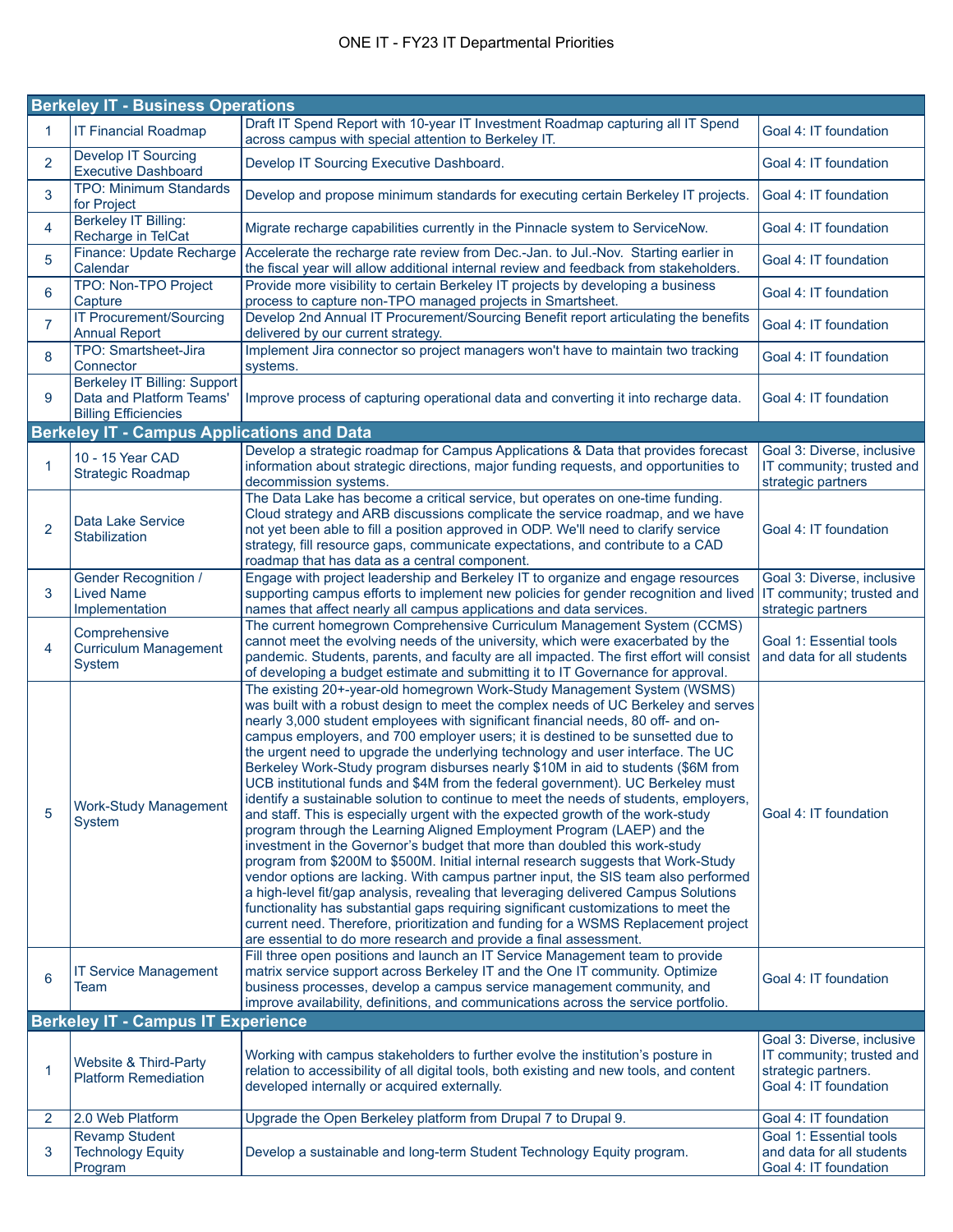# ONE IT - FY23 IT Departmental Priorities

| | | | |
|---|---|---|---|
| **Berkeley IT - Business Operations** | | | |
| 1 | IT Financial Roadmap | Draft IT Spend Report with 10-year IT Investment Roadmap capturing all IT Spend across campus with special attention to Berkeley IT. | Goal 4: IT foundation |
| 2 | Develop IT Sourcing Executive Dashboard | Develop IT Sourcing Executive Dashboard. | Goal 4: IT foundation |
| 3 | TPO: Minimum Standards for Project | Develop and propose minimum standards for executing certain Berkeley IT projects. | Goal 4: IT foundation |
| 4 | Berkeley IT Billing: Recharge in TelCat | Migrate recharge capabilities currently in the Pinnacle system to ServiceNow. | Goal 4: IT foundation |
| 5 | Finance: Update Recharge Calendar | Accelerate the recharge rate review from Dec.-Jan. to Jul.-Nov. Starting earlier in the fiscal year will allow additional internal review and feedback from stakeholders. | Goal 4: IT foundation |
| 6 | TPO: Non-TPO Project Capture | Provide more visibility to certain Berkeley IT projects by developing a business process to capture non-TPO managed projects in Smartsheet. | Goal 4: IT foundation |
| 7 | IT Procurement/Sourcing Annual Report | Develop 2nd Annual IT Procurement/Sourcing Benefit report articulating the benefits delivered by our current strategy. | Goal 4: IT foundation |
| 8 | TPO: Smartsheet-Jira Connector | Implement Jira connector so project managers won't have to maintain two tracking systems. | Goal 4: IT foundation |
| 9 | Berkeley IT Billing: Support Data and Platform Teams' Billing Efficiencies | Improve process of capturing operational data and converting it into recharge data. | Goal 4: IT foundation |
| **Berkeley IT - Campus Applications and Data** | | | |
| 1 | 10 - 15 Year CAD Strategic Roadmap | Develop a strategic roadmap for Campus Applications & Data that provides forecast information about strategic directions, major funding requests, and opportunities to decommission systems. | Goal 3: Diverse, inclusive IT community; trusted and strategic partners |
| 2 | Data Lake Service Stabilization | The Data Lake has become a critical service, but operates on one-time funding. Cloud strategy and ARB discussions complicate the service roadmap, and we have not yet been able to fill a position approved in ODP. We'll need to clarify service strategy, fill resource gaps, communicate expectations, and contribute to a CAD roadmap that has data as a central component. | Goal 4: IT foundation |
| 3 | Gender Recognition / Lived Name Implementation | Engage with project leadership and Berkeley IT to organize and engage resources supporting campus efforts to implement new policies for gender recognition and lived names that affect nearly all campus applications and data services. | Goal 3: Diverse, inclusive IT community; trusted and strategic partners |
| 4 | Comprehensive Curriculum Management System | The current homegrown Comprehensive Curriculum Management System (CCMS) cannot meet the evolving needs of the university, which were exacerbated by the pandemic. Students, parents, and faculty are all impacted. The first effort will consist of developing a budget estimate and submitting it to IT Governance for approval. | Goal 1: Essential tools and data for all students |
| 5 | Work-Study Management System | The existing 20+-year-old homegrown Work-Study Management System (WSMS) was built with a robust design to meet the complex needs of UC Berkeley and serves nearly 3,000 student employees with significant financial needs, 80 off- and on-campus employers, and 700 employer users; it is destined to be sunsetted due to the urgent need to upgrade the underlying technology and user interface. The UC Berkeley Work-Study program disburses nearly $10M in aid to students ($6M from UCB institutional funds and $4M from the federal government). UC Berkeley must identify a sustainable solution to continue to meet the needs of students, employers, and staff. This is especially urgent with the expected growth of the work-study program through the Learning Aligned Employment Program (LAEP) and the investment in the Governor's budget that more than doubled this work-study program from $200M to $500M. Initial internal research suggests that Work-Study vendor options are lacking. With campus partner input, the SIS team also performed a high-level fit/gap analysis, revealing that leveraging delivered Campus Solutions functionality has substantial gaps requiring significant customizations to meet the current need. Therefore, prioritization and funding for a WSMS Replacement project are essential to do more research and provide a final assessment. | Goal 4: IT foundation |
| 6 | IT Service Management Team | Fill three open positions and launch an IT Service Management team to provide matrix service support across Berkeley IT and the One IT community. Optimize business processes, develop a campus service management community, and improve availability, definitions, and communications across the service portfolio. | Goal 4: IT foundation |
| **Berkeley IT - Campus IT Experience** | | | |
| 1 | Website & Third-Party Platform Remediation | Working with campus stakeholders to further evolve the institution's posture in relation to accessibility of all digital tools, both existing and new tools, and content developed internally or acquired externally. | Goal 3: Diverse, inclusive IT community; trusted and strategic partners. Goal 4: IT foundation |
| 2 | 2.0 Web Platform | Upgrade the Open Berkeley platform from Drupal 7 to Drupal 9. | Goal 4: IT foundation |
| 3 | Revamp Student Technology Equity Program | Develop a sustainable and long-term Student Technology Equity program. | Goal 1: Essential tools and data for all students Goal 4: IT foundation |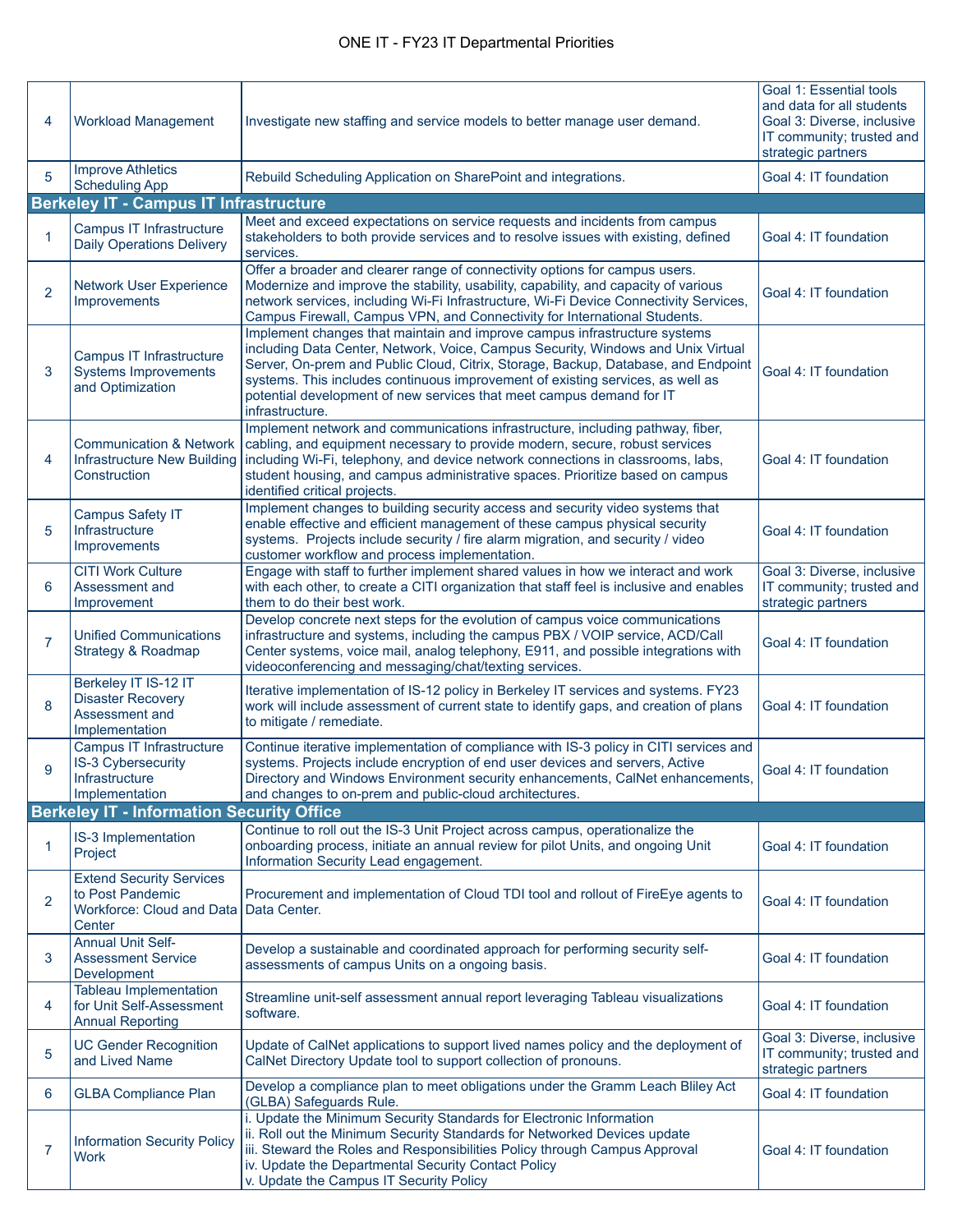# ONE IT - FY23 IT Departmental Priorities

| | | | |
|---|---|---|---|
| 4 | Workload Management | Investigate new staffing and service models to better manage user demand. | Goal 1: Essential tools and data for all students Goal 3: Diverse, inclusive IT community; trusted and strategic partners |
| 5 | Improve Athletics Scheduling App | Rebuild Scheduling Application on SharePoint and integrations. | Goal 4: IT foundation |
| **Berkeley IT - Campus IT Infrastructure** | | | |
| 1 | Campus IT Infrastructure Daily Operations Delivery | Meet and exceed expectations on service requests and incidents from campus stakeholders to both provide services and to resolve issues with existing, defined services. | Goal 4: IT foundation |
| 2 | Network User Experience Improvements | Offer a broader and clearer range of connectivity options for campus users. Modernize and improve the stability, usability, capability, and capacity of various network services, including Wi-Fi Infrastructure, Wi-Fi Device Connectivity Services, Campus Firewall, Campus VPN, and Connectivity for International Students. | Goal 4: IT foundation |
| 3 | Campus IT Infrastructure Systems Improvements and Optimization | Implement changes that maintain and improve campus infrastructure systems including Data Center, Network, Voice, Campus Security, Windows and Unix Virtual Server, On-prem and Public Cloud, Citrix, Storage, Backup, Database, and Endpoint systems. This includes continuous improvement of existing services, as well as potential development of new services that meet campus demand for IT infrastructure. | Goal 4: IT foundation |
| 4 | Communication & Network Infrastructure New Building Construction | Implement network and communications infrastructure, including pathway, fiber, cabling, and equipment necessary to provide modern, secure, robust services including Wi-Fi, telephony, and device network connections in classrooms, labs, student housing, and campus administrative spaces. Prioritize based on campus identified critical projects. | Goal 4: IT foundation |
| 5 | Campus Safety IT Infrastructure Improvements | Implement changes to building security access and security video systems that enable effective and efficient management of these campus physical security systems. Projects include security / fire alarm migration, and security / video customer workflow and process implementation. | Goal 4: IT foundation |
| 6 | CITI Work Culture Assessment and Improvement | Engage with staff to further implement shared values in how we interact and work with each other, to create a CITI organization that staff feel is inclusive and enables them to do their best work. | Goal 3: Diverse, inclusive IT community; trusted and strategic partners |
| 7 | Unified Communications Strategy & Roadmap | Develop concrete next steps for the evolution of campus voice communications infrastructure and systems, including the campus PBX / VOIP service, ACD/Call Center systems, voice mail, analog telephony, E911, and possible integrations with videoconferencing and messaging/chat/texting services. | Goal 4: IT foundation |
| 8 | Berkeley IT IS-12 IT Disaster Recovery Assessment and Implementation | Iterative implementation of IS-12 policy in Berkeley IT services and systems. FY23 work will include assessment of current state to identify gaps, and creation of plans to mitigate / remediate. | Goal 4: IT foundation |
| 9 | Campus IT Infrastructure IS-3 Cybersecurity Infrastructure Implementation | Continue iterative implementation of compliance with IS-3 policy in CITI services and systems. Projects include encryption of end user devices and servers, Active Directory and Windows Environment security enhancements, CalNet enhancements, and changes to on-prem and public-cloud architectures. | Goal 4: IT foundation |
| **Berkeley IT - Information Security Office** | | | |
| 1 | IS-3 Implementation Project | Continue to roll out the IS-3 Unit Project across campus, operationalize the onboarding process, initiate an annual review for pilot Units, and ongoing Unit Information Security Lead engagement. | Goal 4: IT foundation |
| 2 | Extend Security Services to Post Pandemic Workforce: Cloud and Data Center | Procurement and implementation of Cloud TDI tool and rollout of FireEye agents to Data Center. | Goal 4: IT foundation |
| 3 | Annual Unit Self-Assessment Service Development | Develop a sustainable and coordinated approach for performing security self-assessments of campus Units on a ongoing basis. | Goal 4: IT foundation |
| 4 | Tableau Implementation for Unit Self-Assessment Annual Reporting | Streamline unit-self assessment annual report leveraging Tableau visualizations software. | Goal 4: IT foundation |
| 5 | UC Gender Recognition and Lived Name | Update of CalNet applications to support lived names policy and the deployment of CalNet Directory Update tool to support collection of pronouns. | Goal 3: Diverse, inclusive IT community; trusted and strategic partners |
| 6 | GLBA Compliance Plan | Develop a compliance plan to meet obligations under the Gramm Leach Bliley Act (GLBA) Safeguards Rule. | Goal 4: IT foundation |
| 7 | Information Security Policy Work | i. Update the Minimum Security Standards for Electronic Information<br>ii. Roll out the Minimum Security Standards for Networked Devices update<br>iii. Steward the Roles and Responsibilities Policy through Campus Approval<br>iv. Update the Departmental Security Contact Policy<br>v. Update the Campus IT Security Policy | Goal 4: IT foundation |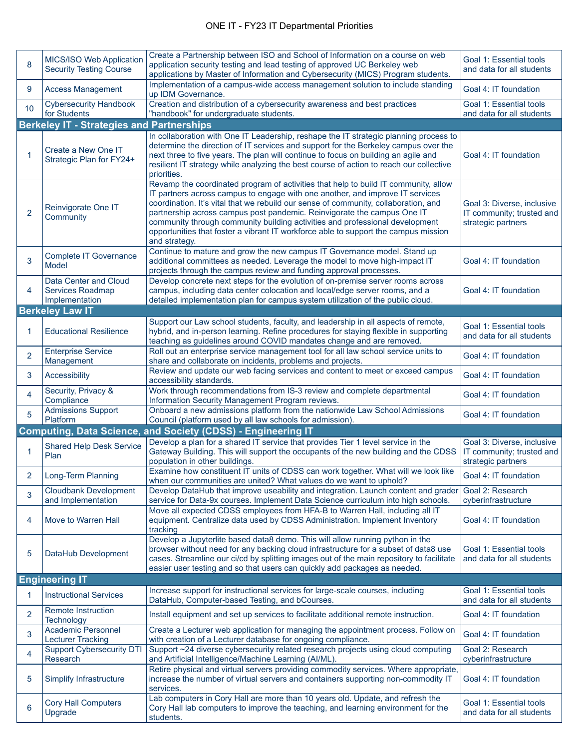# ONE IT - FY23 IT Departmental Priorities

| | | | |
|---|---|---|---|
| 8 | MICS/ISO Web Application Security Testing Course | Create a Partnership between ISO and School of Information on a course on web application security testing and lead testing of approved UC Berkeley web applications by Master of Information and Cybersecurity (MICS) Program students. | Goal 1: Essential tools and data for all students |
| 9 | Access Management | Implementation of a campus-wide access management solution to include standing up IDM Governance. | Goal 4: IT foundation |
| 10 | Cybersecurity Handbook for Students | Creation and distribution of a cybersecurity awareness and best practices "handbook" for undergraduate students. | Goal 1: Essential tools and data for all students |
| **Berkeley IT - Strategies and Partnerships** | | | |
| 1 | Create a New One IT Strategic Plan for FY24+ | In collaboration with One IT Leadership, reshape the IT strategic planning process to determine the direction of IT services and support for the Berkeley campus over the next three to five years. The plan will continue to focus on building an agile and resilient IT strategy while analyzing the best course of action to reach our collective priorities. | Goal 4: IT foundation |
| 2 | Reinvigorate One IT Community | Revamp the coordinated program of activities that help to build IT community, allow IT partners across campus to engage with one another, and improve IT services coordination. It's vital that we rebuild our sense of community, collaboration, and partnership across campus post pandemic. Reinvigorate the campus One IT community through community building activities and professional development opportunities that foster a vibrant IT workforce able to support the campus mission and strategy. | Goal 3: Diverse, inclusive IT community; trusted and strategic partners |
| 3 | Complete IT Governance Model | Continue to mature and grow the new campus IT Governance model. Stand up additional committees as needed. Leverage the model to move high-impact IT projects through the campus review and funding approval processes. | Goal 4: IT foundation |
| 4 | Data Center and Cloud Services Roadmap Implementation | Develop concrete next steps for the evolution of on-premise server rooms across campus, including data center colocation and local/edge server rooms, and a detailed implementation plan for campus system utilization of the public cloud. | Goal 4: IT foundation |
| **Berkeley Law IT** | | | |
| 1 | Educational Resilience | Support our Law school students, faculty, and leadership in all aspects of remote, hybrid, and in-person learning. Refine procedures for staying flexible in supporting teaching as guidelines around COVID mandates change and are removed. | Goal 1: Essential tools and data for all students |
| 2 | Enterprise Service Management | Roll out an enterprise service management tool for all law school service units to share and collaborate on incidents, problems and projects. | Goal 4: IT foundation |
| 3 | Accessibility | Review and update our web facing services and content to meet or exceed campus accessibility standards. | Goal 4: IT foundation |
| 4 | Security, Privacy & Compliance | Work through recommendations from IS-3 review and complete departmental Information Security Management Program reviews. | Goal 4: IT foundation |
| 5 | Admissions Support Platform | Onboard a new admissions platform from the nationwide Law School Admissions Council (platform used by all law schools for admission). | Goal 4: IT foundation |
| **Computing, Data Science, and Society (CDSS) - Engineering IT** | | | |
| 1 | Shared Help Desk Service Plan | Develop a plan for a shared IT service that provides Tier 1 level service in the Gateway Building. This will support the occupants of the new building and the CDSS population in other buildings. | Goal 3: Diverse, inclusive IT community; trusted and strategic partners |
| 2 | Long-Term Planning | Examine how constituent IT units of CDSS can work together. What will we look like when our communities are united? What values do we want to uphold? | Goal 4: IT foundation |
| 3 | Cloudbank Development and Implementation | Develop DataHub that improve useability and integration. Launch content and grader service for Data-9x courses. Implement Data Science curriculum into high schools. | Goal 2: Research cyberinfrastructure |
| 4 | Move to Warren Hall | Move all expected CDSS employees from HFA-B to Warren Hall, including all IT equipment. Centralize data used by CDSS Administration. Implement Inventory tracking | Goal 4: IT foundation |
| 5 | DataHub Development | Develop a Jupyterlite based data8 demo. This will allow running python in the browser without need for any backing cloud infrastructure for a subset of data8 use cases. Streamline our ci/cd by splitting images out of the main repository to facilitate easier user testing and so that users can quickly add packages as needed. | Goal 1: Essential tools and data for all students |
| **Engineering IT** | | | |
| 1 | Instructional Services | Increase support for instructional services for large-scale courses, including DataHub, Computer-based Testing, and bCourses. | Goal 1: Essential tools and data for all students |
| 2 | Remote Instruction Technology | Install equipment and set up services to facilitate additional remote instruction. | Goal 4: IT foundation |
| 3 | Academic Personnel Lecturer Tracking | Create a Lecturer web application for managing the appointment process. Follow on with creation of a Lecturer database for ongoing compliance. | Goal 4: IT foundation |
| 4 | Support Cybersecurity DTI Research | Support ~24 diverse cybersecurity related research projects using cloud computing and Artificial Intelligence/Machine Learning (AI/ML). | Goal 2: Research cyberinfrastructure |
| 5 | Simplify Infrastructure | Retire physical and virtual servers providing commodity services. Where appropriate, increase the number of virtual servers and containers supporting non-commodity IT services. | Goal 4: IT foundation |
| 6 | Cory Hall Computers Upgrade | Lab computers in Cory Hall are more than 10 years old. Update, and refresh the Cory Hall lab computers to improve the teaching, and learning environment for the students. | Goal 1: Essential tools and data for all students |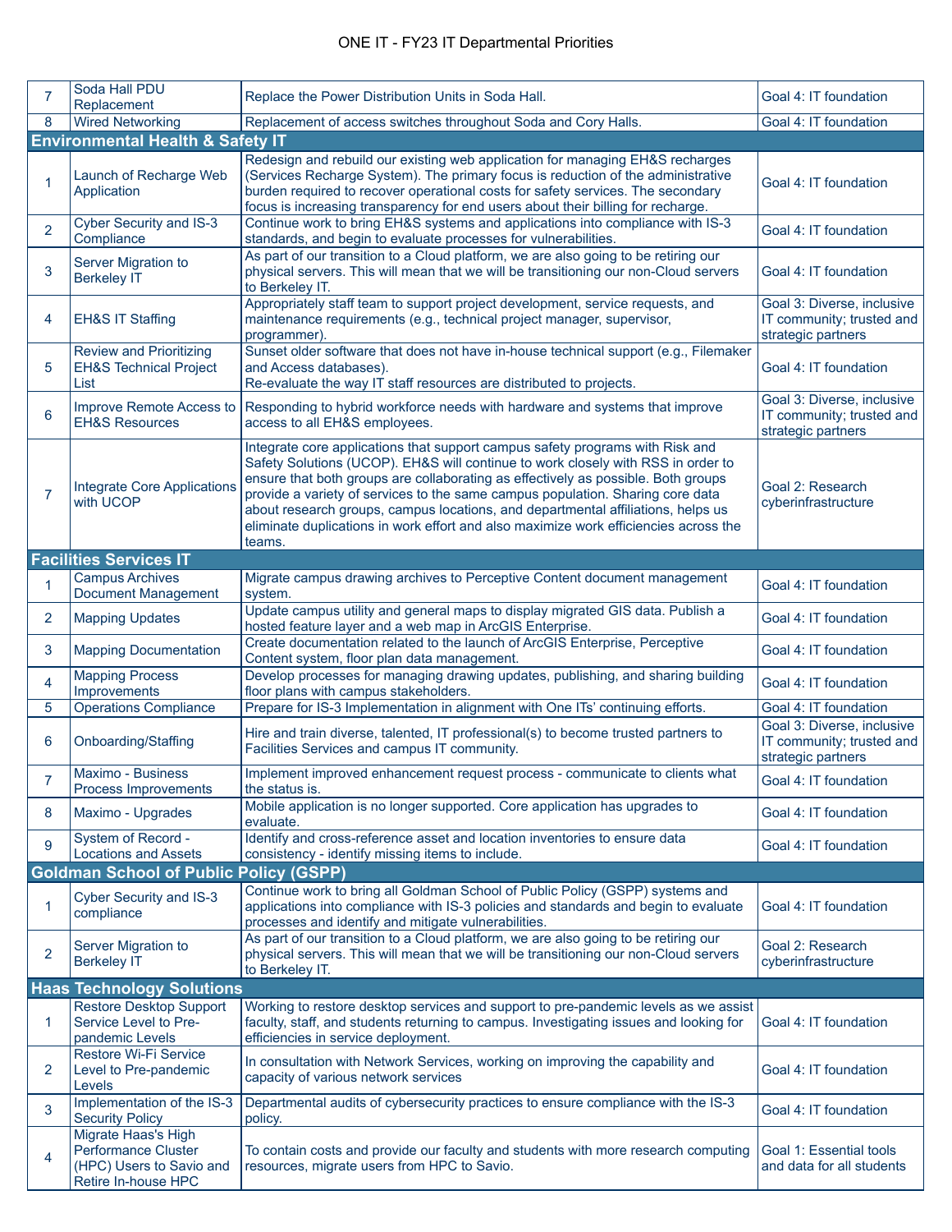# ONE IT - FY23 IT Departmental Priorities

| | | | |
|---|---|---|---|
| 7 | Soda Hall PDU Replacement | Replace the Power Distribution Units in Soda Hall. | Goal 4: IT foundation |
| 8 | Wired Networking | Replacement of access switches throughout Soda and Cory Halls. | Goal 4: IT foundation |
| **Environmental Health & Safety IT** | | | |
| 1 | Launch of Recharge Web Application | Redesign and rebuild our existing web application for managing EH&S recharges (Services Recharge System). The primary focus is reduction of the administrative burden required to recover operational costs for safety services. The secondary focus is increasing transparency for end users about their billing for recharge. | Goal 4: IT foundation |
| 2 | Cyber Security and IS-3 Compliance | Continue work to bring EH&S systems and applications into compliance with IS-3 standards, and begin to evaluate processes for vulnerabilities. | Goal 4: IT foundation |
| 3 | Server Migration to Berkeley IT | As part of our transition to a Cloud platform, we are also going to be retiring our physical servers. This will mean that we will be transitioning our non-Cloud servers to Berkeley IT. | Goal 4: IT foundation |
| 4 | EH&S IT Staffing | Appropriately staff team to support project development, service requests, and maintenance requirements (e.g., technical project manager, supervisor, programmer). | Goal 3: Diverse, inclusive IT community; trusted and strategic partners |
| 5 | Review and Prioritizing EH&S Technical Project List | Sunset older software that does not have in-house technical support (e.g., Filemaker and Access databases).<br>Re-evaluate the way IT staff resources are distributed to projects. | Goal 4: IT foundation |
| 6 | Improve Remote Access to EH&S Resources | Responding to hybrid workforce needs with hardware and systems that improve access to all EH&S employees. | Goal 3: Diverse, inclusive IT community; trusted and strategic partners |
| 7 | Integrate Core Applications with UCOP | Integrate core applications that support campus safety programs with Risk and Safety Solutions (UCOP). EH&S will continue to work closely with RSS in order to ensure that both groups are collaborating as effectively as possible. Both groups provide a variety of services to the same campus population. Sharing core data about research groups, campus locations, and departmental affiliations, helps us eliminate duplications in work effort and also maximize work efficiencies across the teams. | Goal 2: Research cyberinfrastructure |
| **Facilities Services IT** | | | |
| 1 | Campus Archives Document Management | Migrate campus drawing archives to Perceptive Content document management system. | Goal 4: IT foundation |
| 2 | Mapping Updates | Update campus utility and general maps to display migrated GIS data. Publish a hosted feature layer and a web map in ArcGIS Enterprise. | Goal 4: IT foundation |
| 3 | Mapping Documentation | Create documentation related to the launch of ArcGIS Enterprise, Perceptive Content system, floor plan data management. | Goal 4: IT foundation |
| 4 | Mapping Process Improvements | Develop processes for managing drawing updates, publishing, and sharing building floor plans with campus stakeholders. | Goal 4: IT foundation |
| 5 | Operations Compliance | Prepare for IS-3 Implementation in alignment with One ITs' continuing efforts. | Goal 4: IT foundation |
| 6 | Onboarding/Staffing | Hire and train diverse, talented, IT professional(s) to become trusted partners to Facilities Services and campus IT community. | Goal 3: Diverse, inclusive IT community; trusted and strategic partners |
| 7 | Maximo - Business Process Improvements | Implement improved enhancement request process - communicate to clients what the status is. | Goal 4: IT foundation |
| 8 | Maximo - Upgrades | Mobile application is no longer supported. Core application has upgrades to evaluate. | Goal 4: IT foundation |
| 9 | System of Record - Locations and Assets | Identify and cross-reference asset and location inventories to ensure data consistency - identify missing items to include. | Goal 4: IT foundation |
| **Goldman School of Public Policy (GSPP)** | | | |
| 1 | Cyber Security and IS-3 compliance | Continue work to bring all Goldman School of Public Policy (GSPP) systems and applications into compliance with IS-3 policies and standards and begin to evaluate processes and identify and mitigate vulnerabilities. | Goal 4: IT foundation |
| 2 | Server Migration to Berkeley IT | As part of our transition to a Cloud platform, we are also going to be retiring our physical servers. This will mean that we will be transitioning our non-Cloud servers to Berkeley IT. | Goal 2: Research cyberinfrastructure |
| **Haas Technology Solutions** | | | |
| 1 | Restore Desktop Support Service Level to Pre-pandemic Levels | Working to restore desktop services and support to pre-pandemic levels as we assist faculty, staff, and students returning to campus. Investigating issues and looking for efficiencies in service deployment. | Goal 4: IT foundation |
| 2 | Restore Wi-Fi Service Level to Pre-pandemic Levels | In consultation with Network Services, working on improving the capability and capacity of various network services | Goal 4: IT foundation |
| 3 | Implementation of the IS-3 Security Policy | Departmental audits of cybersecurity practices to ensure compliance with the IS-3 policy. | Goal 4: IT foundation |
| 4 | Migrate Haas's High Performance Cluster (HPC) Users to Savio and Retire In-house HPC | To contain costs and provide our faculty and students with more research computing resources, migrate users from HPC to Savio. | Goal 1: Essential tools and data for all students |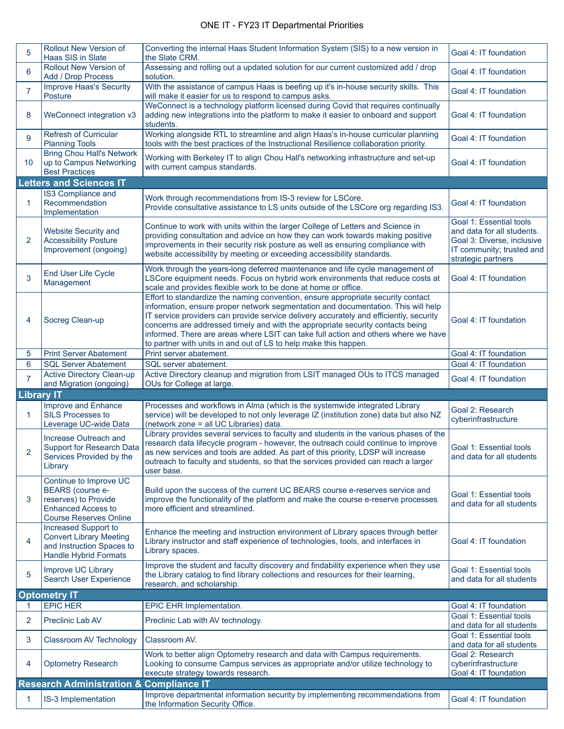ONE IT - FY23 IT Departmental Priorities

| | | | |
|---|---|---|---|
| 5 | Rollout New Version of Haas SIS in Slate | Converting the internal Haas Student Information System (SIS) to a new version in the Slate CRM. | Goal 4: IT foundation |
| 6 | Rollout New Version of Add / Drop Process | Assessing and rolling out a updated solution for our current customized add / drop solution. | Goal 4: IT foundation |
| 7 | Improve Haas's Security Posture | With the assistance of campus Haas is beefing up it's in-house security skills. This will make it easier for us to respond to campus asks. | Goal 4: IT foundation |
| 8 | WeConnect integration v3 | WeConnect is a technology platform licensed during Covid that requires continually adding new integrations into the platform to make it easier to onboard and support students. | Goal 4: IT foundation |
| 9 | Refresh of Curricular Planning Tools | Working alongside RTL to streamline and align Haas's in-house curricular planning tools with the best practices of the Instructional Resilience collaboration priority. | Goal 4: IT foundation |
| 10 | Bring Chou Hall's Network up to Campus Networking Best Practices | Working with Berkeley IT to align Chou Hall's networking infrastructure and set-up with current campus standards. | Goal 4: IT foundation |
| **Letters and Sciences IT** | | | |
| 1 | IS3 Compliance and Recommendation Implementation | Work through recommendations from IS-3 review for LSCore. Provide consultative assistance to LS units outside of the LSCore org regarding IS3. | Goal 4: IT foundation |
| 2 | Website Security and Accessibility Posture Improvement (ongoing) | Continue to work with units within the larger College of Letters and Science in providing consultation and advice on how they can work towards making positive improvements in their security risk posture as well as ensuring compliance with website accessibility by meeting or exceeding accessibility standards. | Goal 1: Essential tools and data for all students. Goal 3: Diverse, inclusive IT community; trusted and strategic partners |
| 3 | End User Life Cycle Management | Work through the years-long deferred maintenance and life cycle management of LSCore equipment needs. Focus on hybrid work environments that reduce costs at scale and provides flexible work to be done at home or office. | Goal 4: IT foundation |
| 4 | Socreg Clean-up | Effort to standardize the naming convention, ensure appropriate security contact information, ensure proper network segmentation and documentation. This will help IT service providers can provide service delivery accurately and efficiently, security concerns are addressed timely and with the appropriate security contacts being informed. There are areas where LSIT can take full action and others where we have to partner with units in and out of LS to help make this happen. | Goal 4: IT foundation |
| 5 | Print Server Abatement | Print server abatement. | Goal 4: IT foundation |
| 6 | SQL Server Abatement | SQL server abatement. | Goal 4: IT foundation |
| 7 | Active Directory Clean-up and Migration (ongoing) | Active Directory cleanup and migration from LSIT managed OUs to ITCS managed OUs for College at large. | Goal 4: IT foundation |
| **Library IT** | | | |
| 1 | Improve and Enhance SILS Processes to Leverage UC-wide Data | Processes and workflows in Alma (which is the systemwide integrated Library service) will be developed to not only leverage IZ (institution zone) data but also NZ (network zone = all UC Libraries) data. | Goal 2: Research cyberinfrastructure |
| 2 | Increase Outreach and Support for Research Data Services Provided by the Library | Library provides several services to faculty and students in the various phases of the research data lifecycle program - however, the outreach could continue to improve as new services and tools are added. As part of this priority, LDSP will increase outreach to faculty and students, so that the services provided can reach a larger user base. | Goal 1: Essential tools and data for all students |
| 3 | Continue to Improve UC BEARS (course e-reserves) to Provide Enhanced Access to Course Reserves Online | Build upon the success of the current UC BEARS course e-reserves service and improve the functionality of the platform and make the course e-reserve processes more efficient and streamlined. | Goal 1: Essential tools and data for all students |
| 4 | Increased Support to Convert Library Meeting and Instruction Spaces to Handle Hybrid Formats | Enhance the meeting and instruction environment of Library spaces through better Library instructor and staff experience of technologies, tools, and interfaces in Library spaces. | Goal 4: IT foundation |
| 5 | Improve UC Library Search User Experience | Improve the student and faculty discovery and findability experience when they use the Library catalog to find library collections and resources for their learning, research, and scholarship. | Goal 1: Essential tools and data for all students |
| **Optometry IT** | | | |
| 1 | EPIC HER | EPIC EHR Implementation. | Goal 4: IT foundation |
| 2 | Preclinic Lab AV | Preclinic Lab with AV technology. | Goal 1: Essential tools and data for all students |
| 3 | Classroom AV Technology | Classroom AV. | Goal 1: Essential tools and data for all students |
| 4 | Optometry Research | Work to better align Optometry research and data with Campus requirements. Looking to consume Campus services as appropriate and/or utilize technology to execute strategy towards research. | Goal 2: Research cyberinfrastructure Goal 4: IT foundation |
| **Research Administration & Compliance IT** | | | |
| 1 | IS-3 Implementation | Improve departmental information security by implementing recommendations from the Information Security Office. | Goal 4: IT foundation |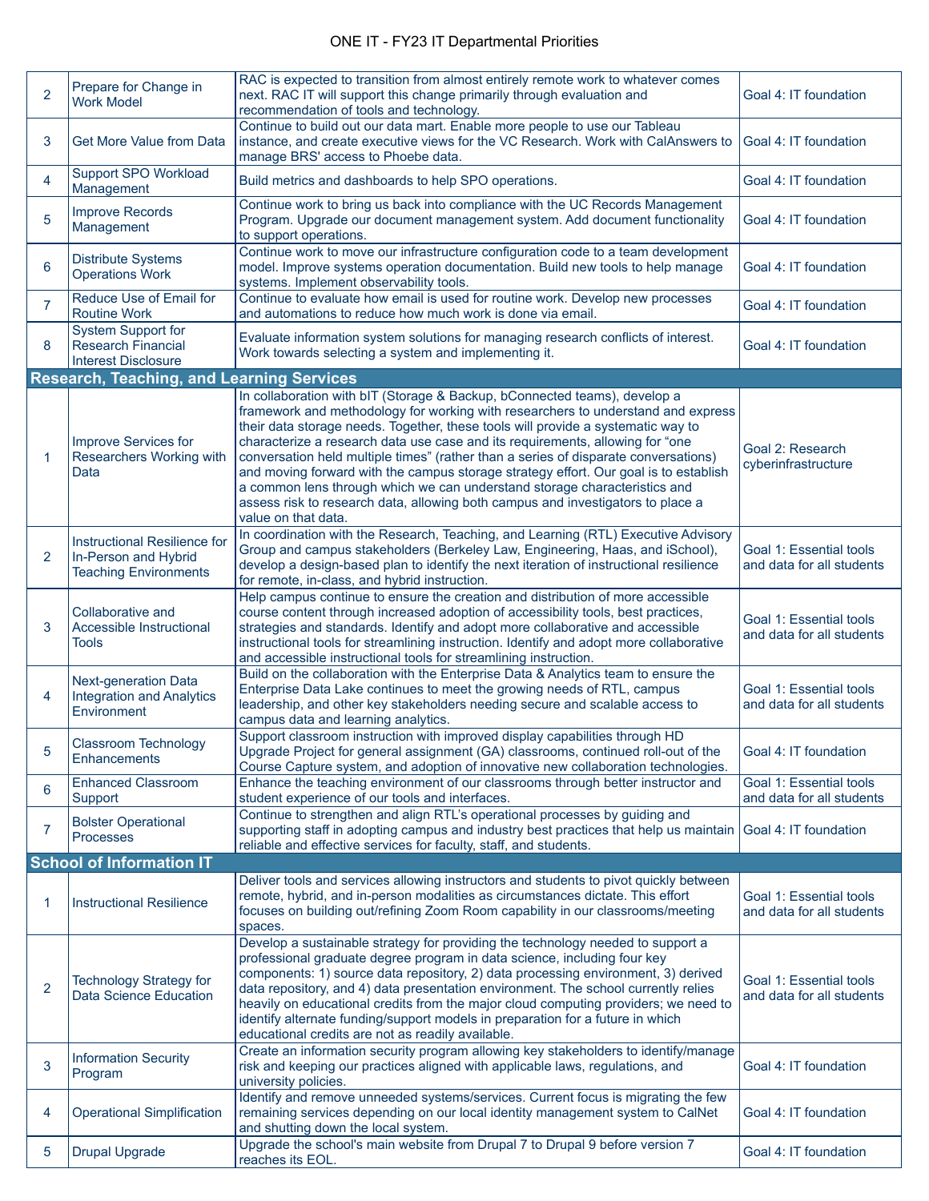# ONE IT - FY23 IT Departmental Priorities

| | | | |
|---|---|---|---|
| 2 | Prepare for Change in Work Model | RAC is expected to transition from almost entirely remote work to whatever comes next. RAC IT will support this change primarily through evaluation and recommendation of tools and technology. | Goal 4: IT foundation |
| 3 | Get More Value from Data | Continue to build out our data mart. Enable more people to use our Tableau instance, and create executive views for the VC Research. Work with CalAnswers to manage BRS' access to Phoebe data. | Goal 4: IT foundation |
| 4 | Support SPO Workload Management | Build metrics and dashboards to help SPO operations. | Goal 4: IT foundation |
| 5 | Improve Records Management | Continue work to bring us back into compliance with the UC Records Management Program. Upgrade our document management system. Add document functionality to support operations. | Goal 4: IT foundation |
| 6 | Distribute Systems Operations Work | Continue work to move our infrastructure configuration code to a team development model. Improve systems operation documentation. Build new tools to help manage systems. Implement observability tools. | Goal 4: IT foundation |
| 7 | Reduce Use of Email for Routine Work | Continue to evaluate how email is used for routine work. Develop new processes and automations to reduce how much work is done via email. | Goal 4: IT foundation |
| 8 | System Support for Research Financial Interest Disclosure | Evaluate information system solutions for managing research conflicts of interest. Work towards selecting a system and implementing it. | Goal 4: IT foundation |
| **Research, Teaching, and Learning Services** | | | |
| 1 | Improve Services for Researchers Working with Data | In collaboration with bIT (Storage & Backup, bConnected teams), develop a framework and methodology for working with researchers to understand and express their data storage needs. Together, these tools will provide a systematic way to characterize a research data use case and its requirements, allowing for "one conversation held multiple times" (rather than a series of disparate conversations) and moving forward with the campus storage strategy effort. Our goal is to establish a common lens through which we can understand storage characteristics and assess risk to research data, allowing both campus and investigators to place a value on that data. | Goal 2: Research cyberinfrastructure |
| 2 | Instructional Resilience for In-Person and Hybrid Teaching Environments | In coordination with the Research, Teaching, and Learning (RTL) Executive Advisory Group and campus stakeholders (Berkeley Law, Engineering, Haas, and iSchool), develop a design-based plan to identify the next iteration of instructional resilience for remote, in-class, and hybrid instruction. | Goal 1: Essential tools and data for all students |
| 3 | Collaborative and Accessible Instructional Tools | Help campus continue to ensure the creation and distribution of more accessible course content through increased adoption of accessibility tools, best practices, strategies and standards. Identify and adopt more collaborative and accessible instructional tools for streamlining instruction. Identify and adopt more collaborative and accessible instructional tools for streamlining instruction. | Goal 1: Essential tools and data for all students |
| 4 | Next-generation Data Integration and Analytics Environment | Build on the collaboration with the Enterprise Data & Analytics team to ensure the Enterprise Data Lake continues to meet the growing needs of RTL, campus leadership, and other key stakeholders needing secure and scalable access to campus data and learning analytics. | Goal 1: Essential tools and data for all students |
| 5 | Classroom Technology Enhancements | Support classroom instruction with improved display capabilities through HD Upgrade Project for general assignment (GA) classrooms, continued roll-out of the Course Capture system, and adoption of innovative new collaboration technologies. | Goal 4: IT foundation |
| 6 | Enhanced Classroom Support | Enhance the teaching environment of our classrooms through better instructor and student experience of our tools and interfaces. | Goal 1: Essential tools and data for all students |
| 7 | Bolster Operational Processes | Continue to strengthen and align RTL's operational processes by guiding and supporting staff in adopting campus and industry best practices that help us maintain reliable and effective services for faculty, staff, and students. | Goal 4: IT foundation |
| **School of Information IT** | | | |
| 1 | Instructional Resilience | Deliver tools and services allowing instructors and students to pivot quickly between remote, hybrid, and in-person modalities as circumstances dictate. This effort focuses on building out/refining Zoom Room capability in our classrooms/meeting spaces. | Goal 1: Essential tools and data for all students |
| 2 | Technology Strategy for Data Science Education | Develop a sustainable strategy for providing the technology needed to support a professional graduate degree program in data science, including four key components: 1) source data repository, 2) data processing environment, 3) derived data repository, and 4) data presentation environment. The school currently relies heavily on educational credits from the major cloud computing providers; we need to identify alternate funding/support models in preparation for a future in which educational credits are not as readily available. | Goal 1: Essential tools and data for all students |
| 3 | Information Security Program | Create an information security program allowing key stakeholders to identify/manage risk and keeping our practices aligned with applicable laws, regulations, and university policies. | Goal 4: IT foundation |
| 4 | Operational Simplification | Identify and remove unneeded systems/services. Current focus is migrating the few remaining services depending on our local identity management system to CalNet and shutting down the local system. | Goal 4: IT foundation |
| 5 | Drupal Upgrade | Upgrade the school's main website from Drupal 7 to Drupal 9 before version 7 reaches its EOL. | Goal 4: IT foundation |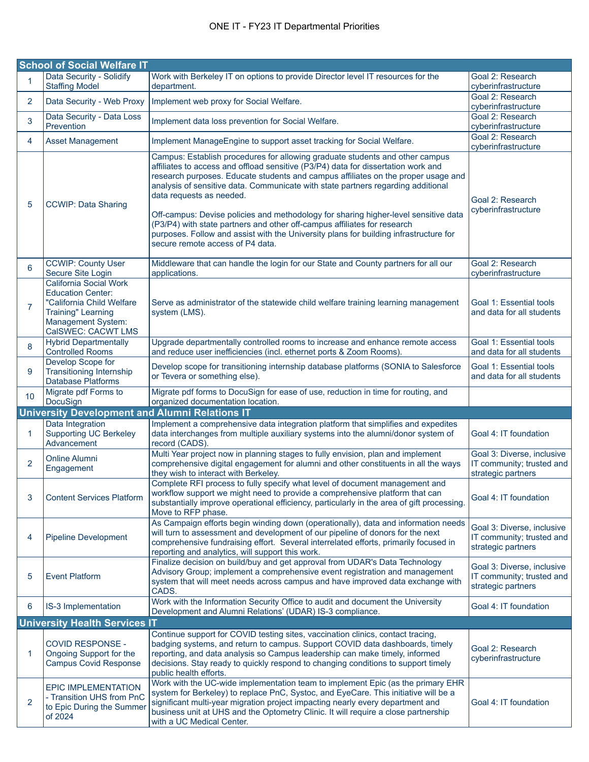ONE IT - FY23 IT Departmental Priorities

| | | | |
|---|---|---|---|
| **School of Social Welfare IT** | | | |
| 1 | Data Security - Solidify Staffing Model | Work with Berkeley IT on options to provide Director level IT resources for the department. | Goal 2: Research cyberinfrastructure |
| 2 | Data Security - Web Proxy | Implement web proxy for Social Welfare. | Goal 2: Research cyberinfrastructure |
| 3 | Data Security - Data Loss Prevention | Implement data loss prevention for Social Welfare. | Goal 2: Research cyberinfrastructure |
| 4 | Asset Management | Implement ManageEngine to support asset tracking for Social Welfare. | Goal 2: Research cyberinfrastructure |
| 5 | CCWIP: Data Sharing | Campus: Establish procedures for allowing graduate students and other campus affiliates to access and offload sensitive (P3/P4) data for dissertation work and research purposes. Educate students and campus affiliates on the proper usage and analysis of sensitive data. Communicate with state partners regarding additional data requests as needed.<br><br>Off-campus: Devise policies and methodology for sharing higher-level sensitive data (P3/P4) with state partners and other off-campus affiliates for research purposes. Follow and assist with the University plans for building infrastructure for secure remote access of P4 data. | Goal 2: Research cyberinfrastructure |
| 6 | CCWIP: County User Secure Site Login | Middleware that can handle the login for our State and County partners for all our applications. | Goal 2: Research cyberinfrastructure |
| 7 | California Social Work Education Center: "California Child Welfare Training" Learning Management System: CalSWEC: CACWT LMS | Serve as administrator of the statewide child welfare training learning management system (LMS). | Goal 1: Essential tools and data for all students |
| 8 | Hybrid Departmentally Controlled Rooms | Upgrade departmentally controlled rooms to increase and enhance remote access and reduce user inefficiencies (incl. ethernet ports & Zoom Rooms). | Goal 1: Essential tools and data for all students |
| 9 | Develop Scope for Transitioning Internship Database Platforms | Develop scope for transitioning internship database platforms (SONIA to Salesforce or Tevera or something else). | Goal 1: Essential tools and data for all students |
| 10 | Migrate pdf Forms to DocuSign | Migrate pdf forms to DocuSign for ease of use, reduction in time for routing, and organized documentation location. | |
| **University Development and Alumni Relations IT** | | | |
| 1 | Data Integration Supporting UC Berkeley Advancement | Implement a comprehensive data integration platform that simplifies and expedites data interchanges from multiple auxiliary systems into the alumni/donor system of record (CADS). | Goal 4: IT foundation |
| 2 | Online Alumni Engagement | Multi Year project now in planning stages to fully envision, plan and implement comprehensive digital engagement for alumni and other constituents in all the ways they wish to interact with Berkeley. | Goal 3: Diverse, inclusive IT community; trusted and strategic partners |
| 3 | Content Services Platform | Complete RFI process to fully specify what level of document management and workflow support we might need to provide a comprehensive platform that can substantially improve operational efficiency, particularly in the area of gift processing. Move to RFP phase. | Goal 4: IT foundation |
| 4 | Pipeline Development | As Campaign efforts begin winding down (operationally), data and information needs will turn to assessment and development of our pipeline of donors for the next comprehensive fundraising effort. Several interrelated efforts, primarily focused in reporting and analytics, will support this work. | Goal 3: Diverse, inclusive IT community; trusted and strategic partners |
| 5 | Event Platform | Finalize decision on build/buy and get approval from UDAR's Data Technology Advisory Group; implement a comprehensive event registration and management system that will meet needs across campus and have improved data exchange with CADS. | Goal 3: Diverse, inclusive IT community; trusted and strategic partners |
| 6 | IS-3 Implementation | Work with the Information Security Office to audit and document the University Development and Alumni Relations' (UDAR) IS-3 compliance. | Goal 4: IT foundation |
| **University Health Services IT** | | | |
| 1 | COVID RESPONSE - Ongoing Support for the Campus Covid Response | Continue support for COVID testing sites, vaccination clinics, contact tracing, badging systems, and return to campus. Support COVID data dashboards, timely reporting, and data analysis so Campus leadership can make timely, informed decisions. Stay ready to quickly respond to changing conditions to support timely public health efforts. | Goal 2: Research cyberinfrastructure |
| 2 | EPIC IMPLEMENTATION - Transition UHS from PnC to Epic During the Summer of 2024 | Work with the UC-wide implementation team to implement Epic (as the primary EHR system for Berkeley) to replace PnC, Systoc, and EyeCare. This initiative will be a significant multi-year migration project impacting nearly every department and business unit at UHS and the Optometry Clinic. It will require a close partnership with a UC Medical Center. | Goal 4: IT foundation |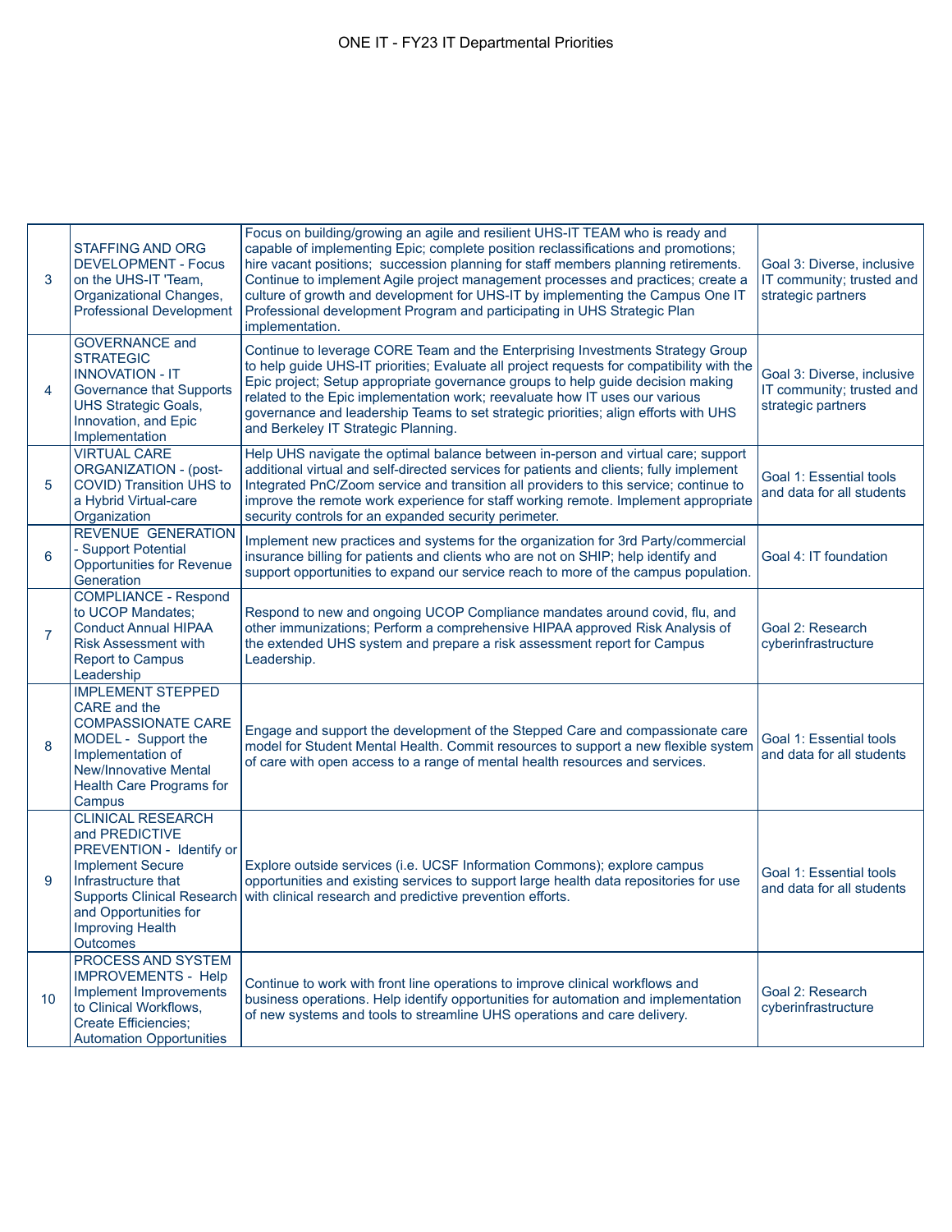ONE IT - FY23 IT Departmental Priorities

| | | | |
|---|---|---|---|
| 3 | STAFFING AND ORG DEVELOPMENT - Focus on the UHS-IT 'Team, Organizational Changes, Professional Development | Focus on building/growing an agile and resilient UHS-IT TEAM who is ready and capable of implementing Epic; complete position reclassifications and promotions; hire vacant positions; succession planning for staff members planning retirements. Continue to implement Agile project management processes and practices; create a culture of growth and development for UHS-IT by implementing the Campus One IT Professional development Program and participating in UHS Strategic Plan implementation. | Goal 3: Diverse, inclusive IT community; trusted and strategic partners |
| 4 | GOVERNANCE and STRATEGIC INNOVATION - IT Governance that Supports UHS Strategic Goals, Innovation, and Epic Implementation | Continue to leverage CORE Team and the Enterprising Investments Strategy Group to help guide UHS-IT priorities; Evaluate all project requests for compatibility with the Epic project; Setup appropriate governance groups to help guide decision making related to the Epic implementation work; reevaluate how IT uses our various governance and leadership Teams to set strategic priorities; align efforts with UHS and Berkeley IT Strategic Planning. | Goal 3: Diverse, inclusive IT community; trusted and strategic partners |
| 5 | VIRTUAL CARE ORGANIZATION - (post-COVID) Transition UHS to a Hybrid Virtual-care Organization | Help UHS navigate the optimal balance between in-person and virtual care; support additional virtual and self-directed services for patients and clients; fully implement Integrated PnC/Zoom service and transition all providers to this service; continue to improve the remote work experience for staff working remote. Implement appropriate security controls for an expanded security perimeter. | Goal 1: Essential tools and data for all students |
| 6 | REVENUE GENERATION - Support Potential Opportunities for Revenue Generation | Implement new practices and systems for the organization for 3rd Party/commercial insurance billing for patients and clients who are not on SHIP; help identify and support opportunities to expand our service reach to more of the campus population. | Goal 4: IT foundation |
| 7 | COMPLIANCE - Respond to UCOP Mandates; Conduct Annual HIPAA Risk Assessment with Report to Campus Leadership | Respond to new and ongoing UCOP Compliance mandates around covid, flu, and other immunizations; Perform a comprehensive HIPAA approved Risk Analysis of the extended UHS system and prepare a risk assessment report for Campus Leadership. | Goal 2: Research cyberinfrastructure |
| 8 | IMPLEMENT STEPPED CARE and the COMPASSIONATE CARE MODEL - Support the Implementation of New/Innovative Mental Health Care Programs for Campus | Engage and support the development of the Stepped Care and compassionate care model for Student Mental Health. Commit resources to support a new flexible system of care with open access to a range of mental health resources and services. | Goal 1: Essential tools and data for all students |
| 9 | CLINICAL RESEARCH and PREDICTIVE PREVENTION - Identify or Implement Secure Infrastructure that Supports Clinical Research and Opportunities for Improving Health Outcomes | Explore outside services (i.e. UCSF Information Commons); explore campus opportunities and existing services to support large health data repositories for use with clinical research and predictive prevention efforts. | Goal 1: Essential tools and data for all students |
| 10 | PROCESS AND SYSTEM IMPROVEMENTS - Help Implement Improvements to Clinical Workflows, Create Efficiencies; Automation Opportunities | Continue to work with front line operations to improve clinical workflows and business operations. Help identify opportunities for automation and implementation of new systems and tools to streamline UHS operations and care delivery. | Goal 2: Research cyberinfrastructure |